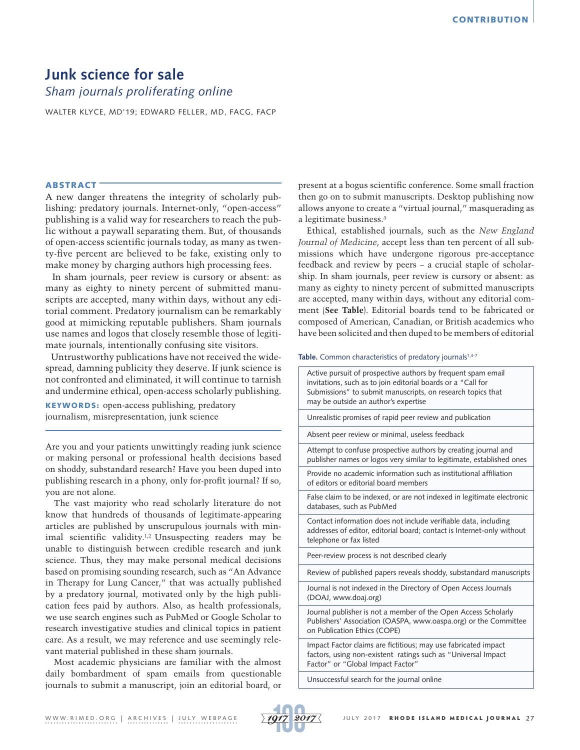# Junk science for sale

*Sham journals proliferating online*

WALTER KLYCE, MD'19; EDWARD FELLER, MD, FACG, FACP

## ABSTRACT

A new danger threatens the integrity of scholarly publishing: predatory journals. Internet-only, "open-access" publishing is a valid way for researchers to reach the public without a paywall separating them. But, of thousands of open-access scientific journals today, as many as twenty-five percent are believed to be fake, existing only to make money by charging authors high processing fees.

In sham journals, peer review is cursory or absent: as many as eighty to ninety percent of submitted manuscripts are accepted, many within days, without any editorial comment. Predatory journalism can be remarkably good at mimicking reputable publishers. Sham journals use names and logos that closely resemble those of legitimate journals, intentionally confusing site visitors.

Untrustworthy publications have not received the widespread, damning publicity they deserve. If junk science is not confronted and eliminated, it will continue to tarnish and undermine ethical, open-access scholarly publishing.

**KEYWORDS:** open-access publishing, predatory journalism, misrepresentation, junk science

Are you and your patients unwittingly reading junk science or making personal or professional health decisions based on shoddy, substandard research? Have you been duped into publishing research in a phony, only for-profit journal? If so, you are not alone.

The vast majority who read scholarly literature do not know that hundreds of thousands of legitimate-appearing articles are published by unscrupulous journals with minimal scientific validity.[1,2] Unsuspecting readers may be unable to distinguish between credible research and junk science. Thus, they may make personal medical decisions based on promising sounding research, such as "An Advance in Therapy for Lung Cancer," that was actually published by a predatory journal, motivated only by the high publication fees paid by authors. Also, as health professionals, we use search engines such as PubMed or Google Scholar to research investigative studies and clinical topics in patient care. As a result, we may reference and use seemingly relevant material published in these sham journals.

Most academic physicians are familiar with the almost daily bombardment of spam emails from questionable journals to submit a manuscript, join an editorial board, or present at a bogus scientific conference. Some small fraction then go on to submit manuscripts. Desktop publishing now allows anyone to create a "virtual journal," masquerading as a legitimate business.[3]

Ethical, established journals, such as the *New England Journal of Medicine*, accept less than ten percent of all submissions which have undergone rigorous pre-acceptance feedback and review by peers – a crucial staple of scholarship. In sham journals, peer review is cursory or absent: as many as eighty to ninety percent of submitted manuscripts are accepted, many within days, without any editorial comment (**See Table**). Editorial boards tend to be fabricated or composed of American, Canadian, or British academics who have been solicited and then duped to be members of editorial

**Table.** Common characteristics of predatory journals[1,4-7]

| Common characteristics of predatory journals |
|---|
| Active pursuit of prospective authors by frequent spam email invitations, such as to join editorial boards or a "Call for Submissions" to submit manuscripts, on research topics that may be outside an author's expertise |
| Unrealistic promises of rapid peer review and publication |
| Absent peer review or minimal, useless feedback |
| Attempt to confuse prospective authors by creating journal and publisher names or logos very similar to legitimate, established ones |
| Provide no academic information such as institutional affiliation of editors or editorial board members |
| False claim to be indexed, or are not indexed in legitimate electronic databases, such as PubMed |
| Contact information does not include verifiable data, including addresses of editor, editorial board; contact is Internet-only without telephone or fax listed |
| Peer-review process is not described clearly |
| Review of published papers reveals shoddy, substandard manuscripts |
| Journal is not indexed in the Directory of Open Access Journals (DOAJ, www.doaj.org) |
| Journal publisher is not a member of the Open Access Scholarly Publishers' Association (OASPA, www.oaspa.org) or the Committee on Publication Ethics (COPE) |
| Impact Factor claims are fictitious; may use fabricated impact factors, using non-existent ratings such as "Universal Impact Factor" or "Global Impact Factor" |
| Unsuccessful search for the journal online |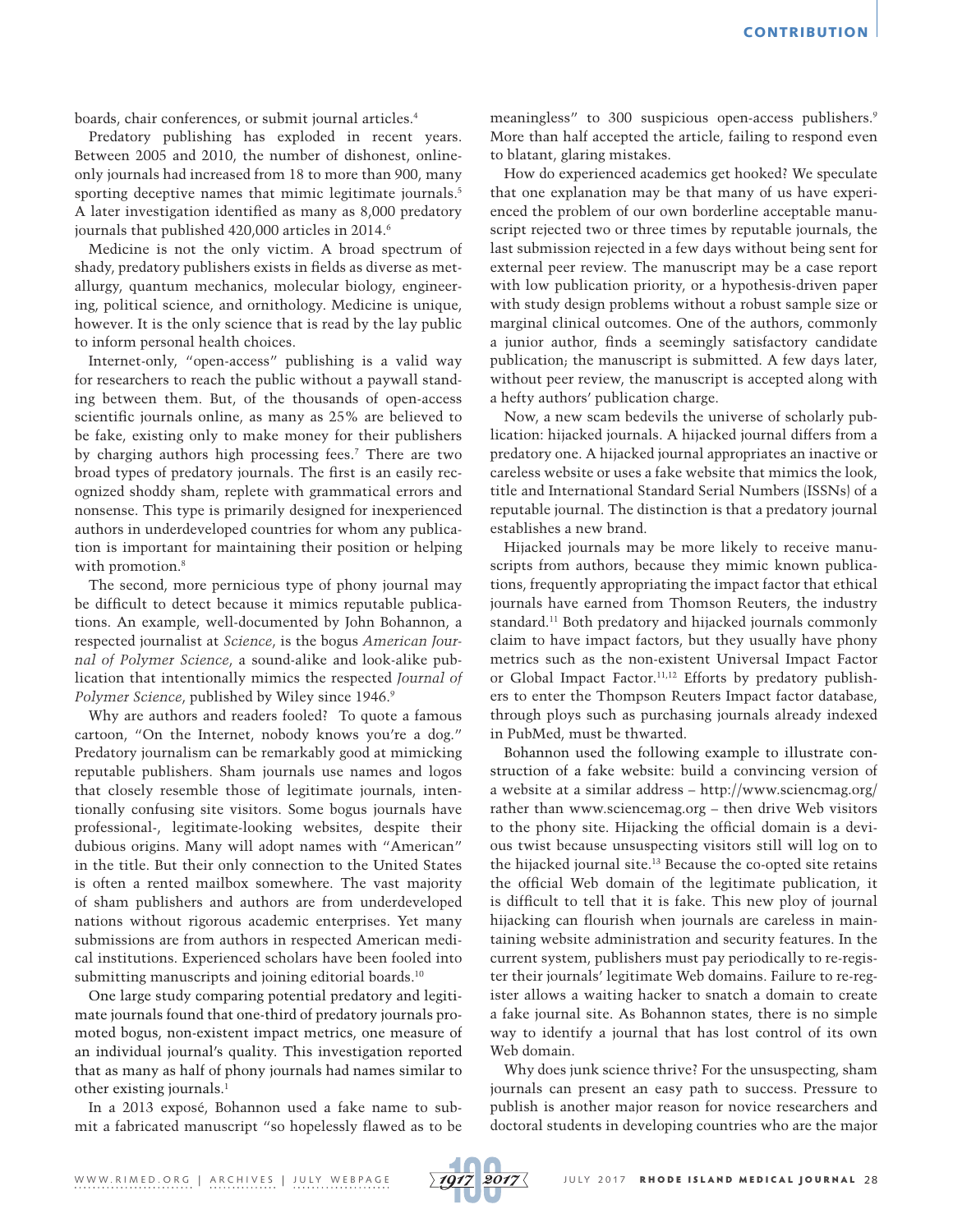boards, chair conferences, or submit journal articles.[4]

Predatory publishing has exploded in recent years. Between 2005 and 2010, the number of dishonest, online-only journals had increased from 18 to more than 900, many sporting deceptive names that mimic legitimate journals.[5] A later investigation identified as many as 8,000 predatory journals that published 420,000 articles in 2014.[6]

Medicine is not the only victim. A broad spectrum of shady, predatory publishers exists in fields as diverse as metallurgy, quantum mechanics, molecular biology, engineering, political science, and ornithology. Medicine is unique, however. It is the only science that is read by the lay public to inform personal health choices.

Internet-only, "open-access" publishing is a valid way for researchers to reach the public without a paywall standing between them. But, of the thousands of open-access scientific journals online, as many as 25% are believed to be fake, existing only to make money for their publishers by charging authors high processing fees.[7] There are two broad types of predatory journals. The first is an easily recognized shoddy sham, replete with grammatical errors and nonsense. This type is primarily designed for inexperienced authors in underdeveloped countries for whom any publication is important for maintaining their position or helping with promotion.[8]

The second, more pernicious type of phony journal may be difficult to detect because it mimics reputable publications. An example, well-documented by John Bohannon, a respected journalist at *Science*, is the bogus *American Journal of Polymer Science*, a sound-alike and look-alike publication that intentionally mimics the respected *Journal of Polymer Science*, published by Wiley since 1946.[9]

Why are authors and readers fooled? To quote a famous cartoon, "On the Internet, nobody knows you're a dog." Predatory journalism can be remarkably good at mimicking reputable publishers. Sham journals use names and logos that closely resemble those of legitimate journals, intentionally confusing site visitors. Some bogus journals have professional-, legitimate-looking websites, despite their dubious origins. Many will adopt names with "American" in the title. But their only connection to the United States is often a rented mailbox somewhere. The vast majority of sham publishers and authors are from underdeveloped nations without rigorous academic enterprises. Yet many submissions are from authors in respected American medical institutions. Experienced scholars have been fooled into submitting manuscripts and joining editorial boards.[10]

One large study comparing potential predatory and legitimate journals found that one-third of predatory journals promoted bogus, non-existent impact metrics, one measure of an individual journal's quality. This investigation reported that as many as half of phony journals had names similar to other existing journals.[1]

In a 2013 exposé, Bohannon used a fake name to submit a fabricated manuscript "so hopelessly flawed as to be meaningless" to 300 suspicious open-access publishers.[9] More than half accepted the article, failing to respond even to blatant, glaring mistakes.

How do experienced academics get hooked? We speculate that one explanation may be that many of us have experienced the problem of our own borderline acceptable manuscript rejected two or three times by reputable journals, the last submission rejected in a few days without being sent for external peer review. The manuscript may be a case report with low publication priority, or a hypothesis-driven paper with study design problems without a robust sample size or marginal clinical outcomes. One of the authors, commonly a junior author, finds a seemingly satisfactory candidate publication; the manuscript is submitted. A few days later, without peer review, the manuscript is accepted along with a hefty authors' publication charge.

Now, a new scam bedevils the universe of scholarly publication: hijacked journals. A hijacked journal differs from a predatory one. A hijacked journal appropriates an inactive or careless website or uses a fake website that mimics the look, title and International Standard Serial Numbers (ISSNs) of a reputable journal. The distinction is that a predatory journal establishes a new brand.

Hijacked journals may be more likely to receive manuscripts from authors, because they mimic known publications, frequently appropriating the impact factor that ethical journals have earned from Thomson Reuters, the industry standard.[11] Both predatory and hijacked journals commonly claim to have impact factors, but they usually have phony metrics such as the non-existent Universal Impact Factor or Global Impact Factor.[11,12] Efforts by predatory publishers to enter the Thompson Reuters Impact factor database, through ploys such as purchasing journals already indexed in PubMed, must be thwarted.

Bohannon used the following example to illustrate construction of a fake website: build a convincing version of a website at a similar address – http://www.sciencmag.org/ rather than www.sciencemag.org – then drive Web visitors to the phony site. Hijacking the official domain is a devious twist because unsuspecting visitors still will log on to the hijacked journal site.[13] Because the co-opted site retains the official Web domain of the legitimate publication, it is difficult to tell that it is fake. This new ploy of journal hijacking can flourish when journals are careless in maintaining website administration and security features. In the current system, publishers must pay periodically to re-register their journals' legitimate Web domains. Failure to re-register allows a waiting hacker to snatch a domain to create a fake journal site. As Bohannon states, there is no simple way to identify a journal that has lost control of its own Web domain.

Why does junk science thrive? For the unsuspecting, sham journals can present an easy path to success. Pressure to publish is another major reason for novice researchers and doctoral students in developing countries who are the major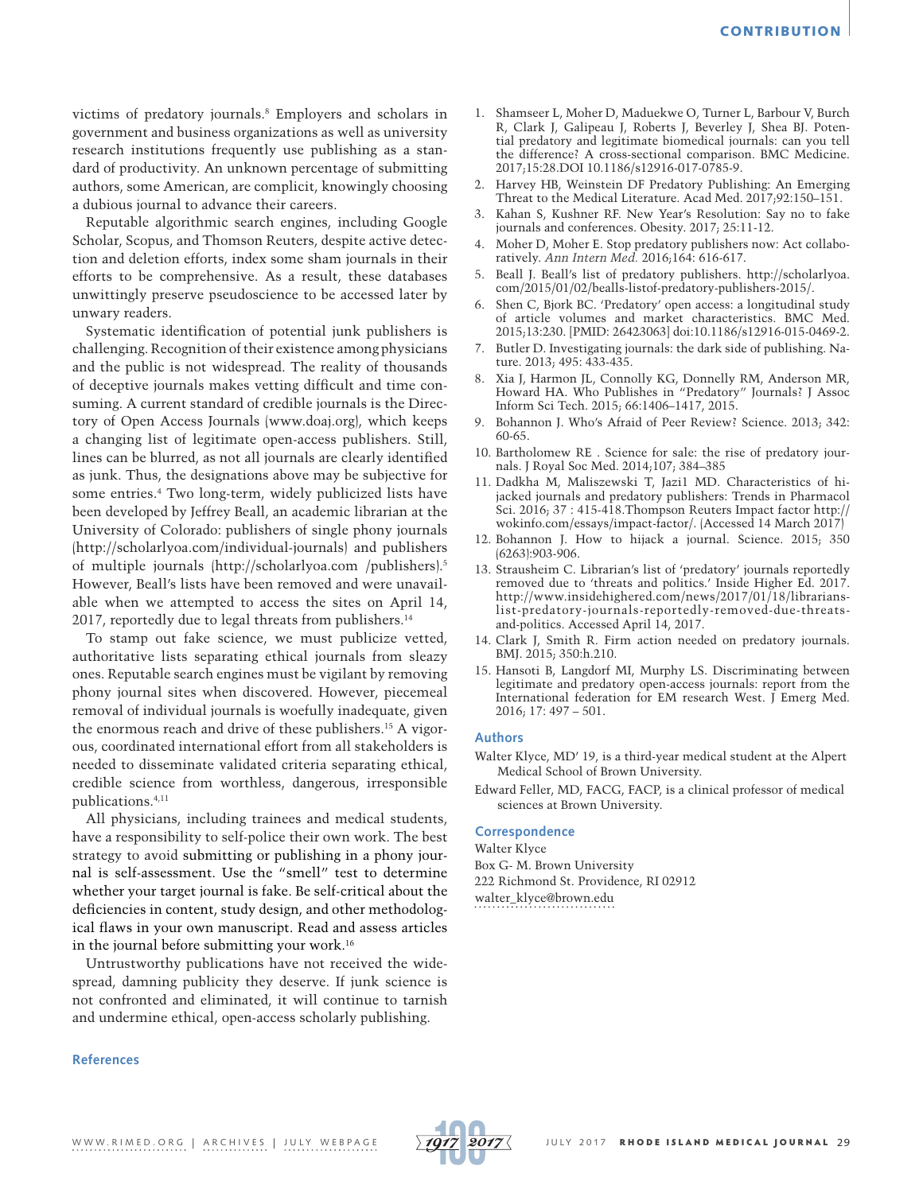victims of predatory journals.[8] Employers and scholars in government and business organizations as well as university research institutions frequently use publishing as a standard of productivity. An unknown percentage of submitting authors, some American, are complicit, knowingly choosing a dubious journal to advance their careers.

Reputable algorithmic search engines, including Google Scholar, Scopus, and Thomson Reuters, despite active detection and deletion efforts, index some sham journals in their efforts to be comprehensive. As a result, these databases unwittingly preserve pseudoscience to be accessed later by unwary readers.

Systematic identification of potential junk publishers is challenging. Recognition of their existence among physicians and the public is not widespread. The reality of thousands of deceptive journals makes vetting difficult and time consuming. A current standard of credible journals is the Directory of Open Access Journals (www.doaj.org), which keeps a changing list of legitimate open-access publishers. Still, lines can be blurred, as not all journals are clearly identified as junk. Thus, the designations above may be subjective for some entries.[4] Two long-term, widely publicized lists have been developed by Jeffrey Beall, an academic librarian at the University of Colorado: publishers of single phony journals (http://scholarlyoa.com/individual-journals) and publishers of multiple journals (http://scholarlyoa.com /publishers).[5] However, Beall's lists have been removed and were unavailable when we attempted to access the sites on April 14, 2017, reportedly due to legal threats from publishers.[14]

To stamp out fake science, we must publicize vetted, authoritative lists separating ethical journals from sleazy ones. Reputable search engines must be vigilant by removing phony journal sites when discovered. However, piecemeal removal of individual journals is woefully inadequate, given the enormous reach and drive of these publishers.[15] A vigorous, coordinated international effort from all stakeholders is needed to disseminate validated criteria separating ethical, credible science from worthless, dangerous, irresponsible publications.[4,11]

All physicians, including trainees and medical students, have a responsibility to self-police their own work. The best strategy to avoid submitting or publishing in a phony journal is self-assessment. Use the "smell" test to determine whether your target journal is fake. Be self-critical about the deficiencies in content, study design, and other methodological flaws in your own manuscript. Read and assess articles in the journal before submitting your work.[16]

Untrustworthy publications have not received the widespread, damning publicity they deserve. If junk science is not confronted and eliminated, it will continue to tarnish and undermine ethical, open-access scholarly publishing.

## References

1. Shamseer L, Moher D, Maduekwe O, Turner L, Barbour V, Burch R, Clark J, Galipeau J, Roberts J, Beverley J, Shea BJ. Potential predatory and legitimate biomedical journals: can you tell the difference? A cross-sectional comparison. BMC Medicine. 2017;15:28.DOI 10.1186/s12916-017-0785-9.
2. Harvey HB, Weinstein DF Predatory Publishing: An Emerging Threat to the Medical Literature. Acad Med. 2017;92:150–151.
3. Kahan S, Kushner RF. New Year's Resolution: Say no to fake journals and conferences. Obesity. 2017; 25:11-12.
4. Moher D, Moher E. Stop predatory publishers now: Act collaboratively. *Ann Intern Med.* 2016;164: 616-617.
5. Beall J. Beall's list of predatory publishers. http://scholarlyoa.com/2015/01/02/bealls-listof-predatory-publishers-2015/.
6. Shen C, Bjørk BC. 'Predatory' open access: a longitudinal study of article volumes and market characteristics. BMC Med. 2015;13:230. [PMID: 26423063] doi:10.1186/s12916-015-0469-2.
7. Butler D. Investigating journals: the dark side of publishing. Nature. 2013; 495: 433-435.
8. Xia J, Harmon JL, Connolly KG, Donnelly RM, Anderson MR, Howard HA. Who Publishes in "Predatory" Journals? J Assoc Inform Sci Tech. 2015; 66:1406–1417, 2015.
9. Bohannon J. Who's Afraid of Peer Review? Science. 2013; 342: 60-65.
10. Bartholomew RE . Science for sale: the rise of predatory journals. J Royal Soc Med. 2014;107; 384–385
11. Dadkha M, Maliszewski T, Jazi1 MD. Characteristics of hijacked journals and predatory publishers: Trends in Pharmacol Sci. 2016; 37 : 415-418.Thompson Reuters Impact factor http://wokinfo.com/essays/impact-factor/. (Accessed 14 March 2017)
12. Bohannon J. How to hijack a journal. Science. 2015; 350 (6263):903-906.
13. Strausheim C. Librarian's list of 'predatory' journals reportedly removed due to 'threats and politics.' Inside Higher Ed. 2017. http://www.insidehighered.com/news/2017/01/18/librarians-list-predatory-journals-reportedly-removed-due-threats-and-politics. Accessed April 14, 2017.
14. Clark J, Smith R. Firm action needed on predatory journals. BMJ. 2015; 350:h.210.
15. Hansoti B, Langdorf MI, Murphy LS. Discriminating between legitimate and predatory open-access journals: report from the International federation for EM research West. J Emerg Med. 2016; 17: 497 – 501.

## Authors

Walter Klyce, MD' 19, is a third-year medical student at the Alpert Medical School of Brown University.

Edward Feller, MD, FACG, FACP, is a clinical professor of medical sciences at Brown University.

## Correspondence

Walter Klyce
Box G- M. Brown University
222 Richmond St. Providence, RI 02912
walter_klyce@brown.edu